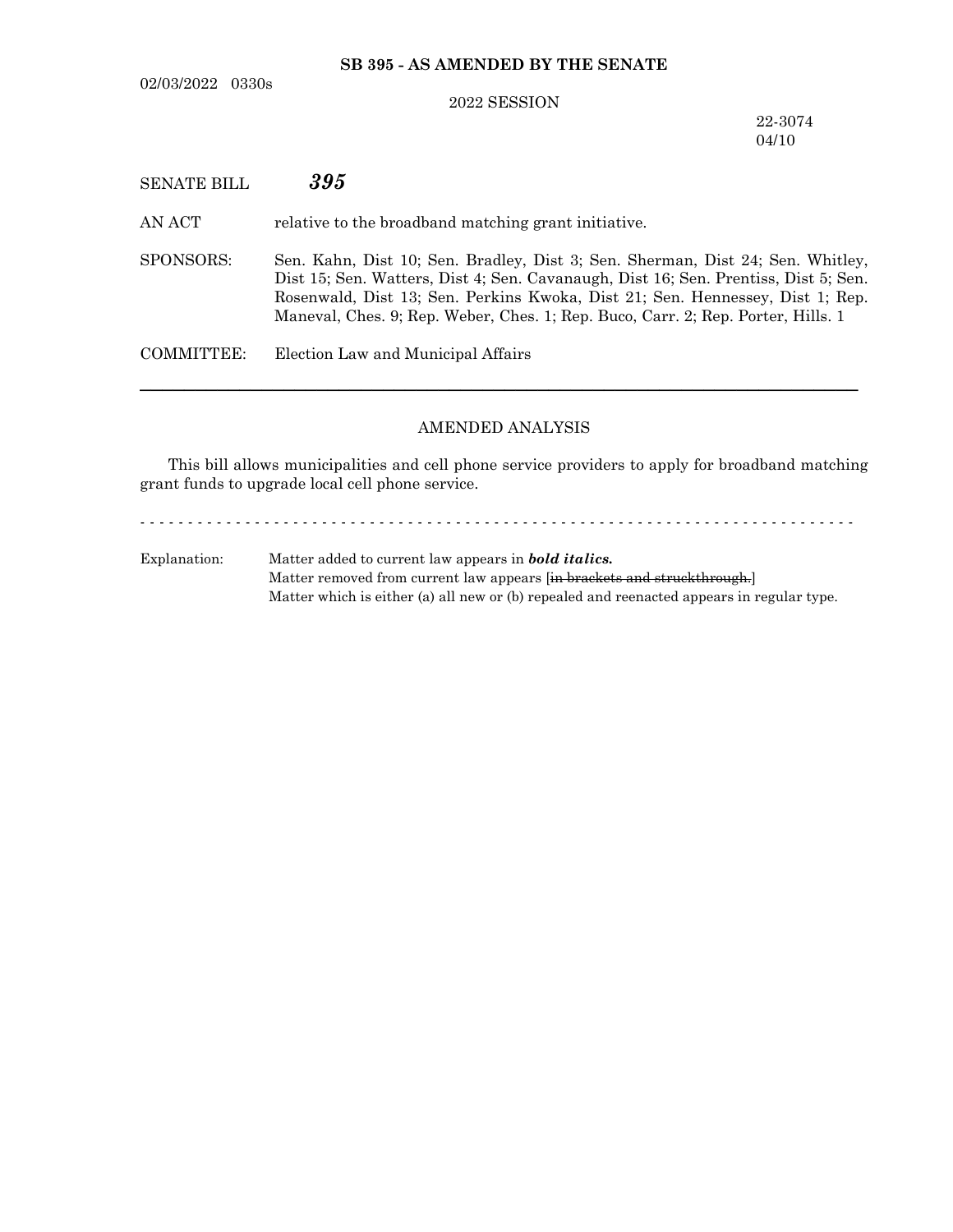**SB 395 - AS AMENDED BY THE SENATE**

02/03/2022 0330s

2022 SESSION

22-3074
04/10

SENATE BILL ***395***

AN ACT relative to the broadband matching grant initiative.

SPONSORS: Sen. Kahn, Dist 10; Sen. Bradley, Dist 3; Sen. Sherman, Dist 24; Sen. Whitley, Dist 15; Sen. Watters, Dist 4; Sen. Cavanaugh, Dist 16; Sen. Prentiss, Dist 5; Sen. Rosenwald, Dist 13; Sen. Perkins Kwoka, Dist 21; Sen. Hennessey, Dist 1; Rep. Maneval, Ches. 9; Rep. Weber, Ches. 1; Rep. Buco, Carr. 2; Rep. Porter, Hills. 1

COMMITTEE: Election Law and Municipal Affairs

---

AMENDED ANALYSIS

This bill allows municipalities and cell phone service providers to apply for broadband matching grant funds to upgrade local cell phone service.

- - - - - - - - - - - - - - - - - - - - - - - - - - - - - - - - - - - - - - - - - - - - - - - - - - - - - - - - - - - - - - - - - - - - - - - - - - -

Explanation: Matter added to current law appears in ***bold italics.***
Matter removed from current law appears [~~in brackets and struckthrough.~~]
Matter which is either (a) all new or (b) repealed and reenacted appears in regular type.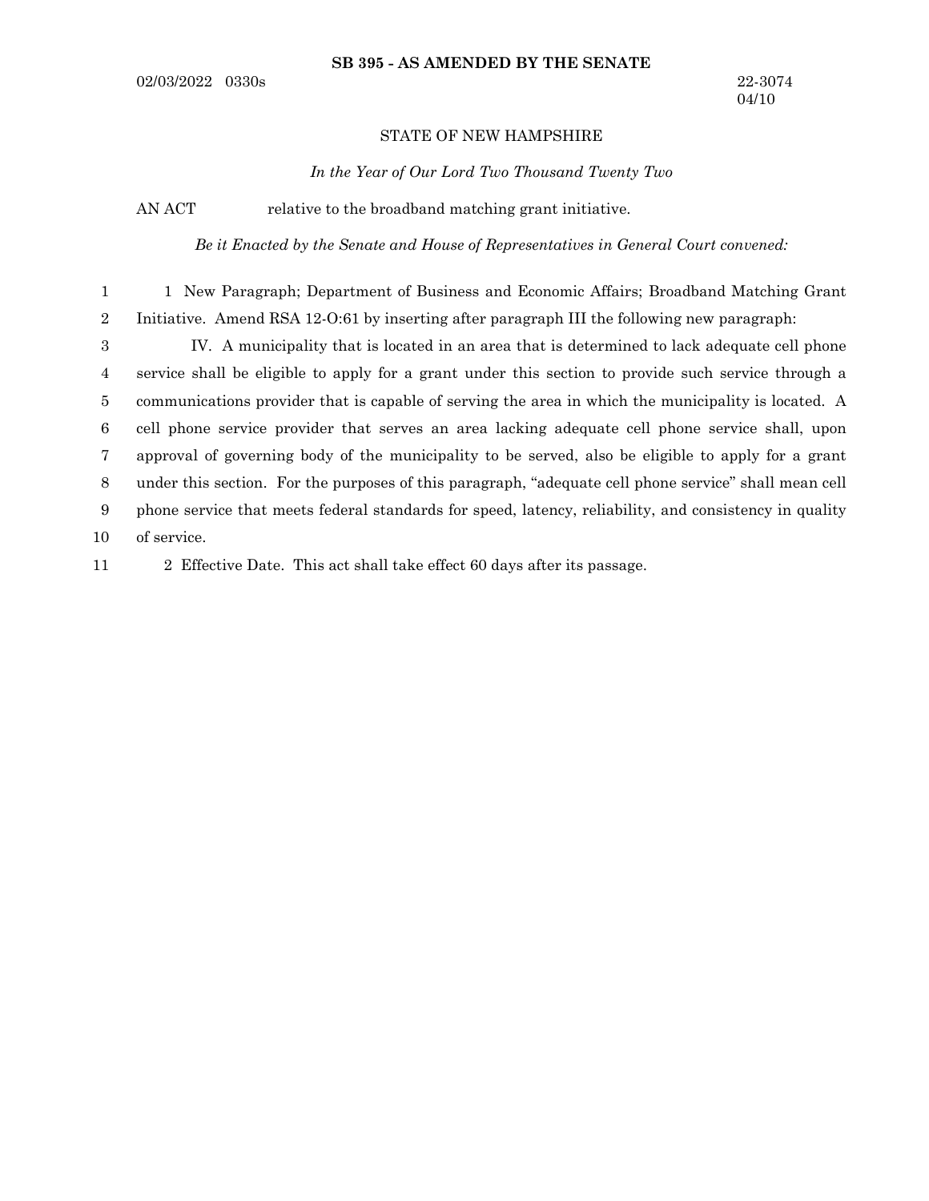**SB 395 - AS AMENDED BY THE SENATE**

02/03/2022 0330s

22-3074
04/10

STATE OF NEW HAMPSHIRE

*In the Year of Our Lord Two Thousand Twenty Two*

AN ACT relative to the broadband matching grant initiative.

*Be it Enacted by the Senate and House of Representatives in General Court convened:*

1 New Paragraph; Department of Business and Economic Affairs; Broadband Matching Grant Initiative. Amend RSA 12-O:61 by inserting after paragraph III the following new paragraph:

IV. A municipality that is located in an area that is determined to lack adequate cell phone service shall be eligible to apply for a grant under this section to provide such service through a communications provider that is capable of serving the area in which the municipality is located. A cell phone service provider that serves an area lacking adequate cell phone service shall, upon approval of governing body of the municipality to be served, also be eligible to apply for a grant under this section. For the purposes of this paragraph, "adequate cell phone service" shall mean cell phone service that meets federal standards for speed, latency, reliability, and consistency in quality of service.

2 Effective Date. This act shall take effect 60 days after its passage.